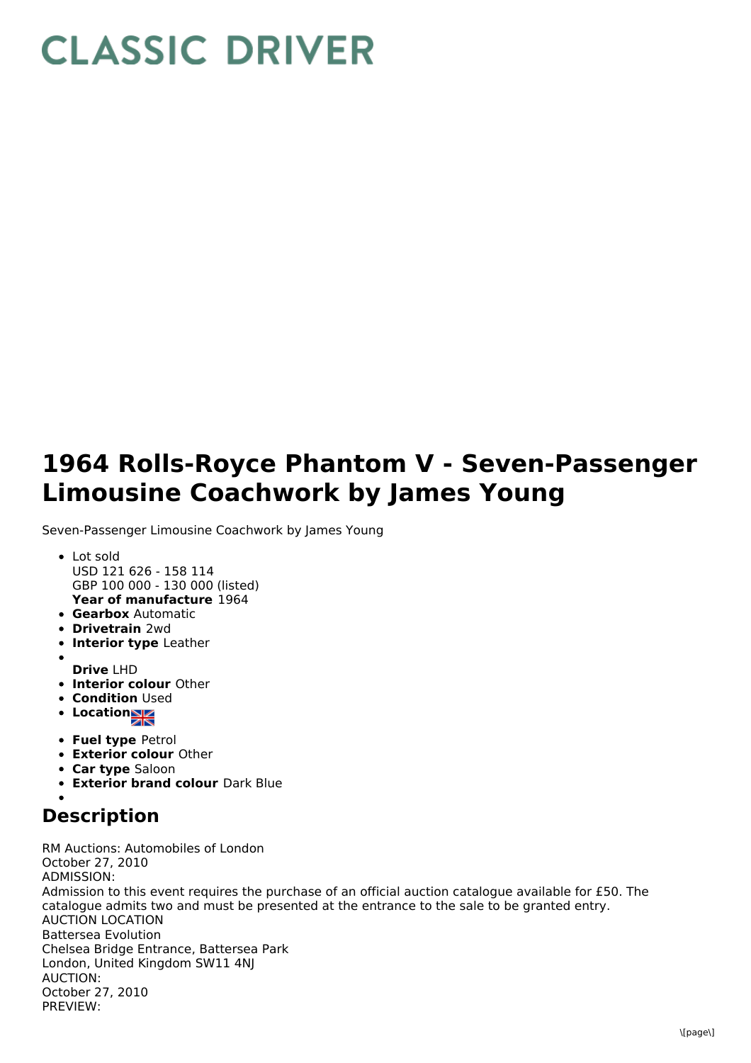# CLASSIC DRIVER

# 1964 Rolls-Royce Phantom V - Seven-Passenger Limousine Coachwork by James Young

Seven-Passenger Limousine Coachwork by James Young

- Lot sold
  USD 121 626 - 158 114
  GBP 100 000 - 130 000 (listed)
  **Year of manufacture** 1964
- **Gearbox** Automatic
- **Drivetrain** 2wd
- **Interior type** Leather
- **Drive** LHD
- **Interior colour** Other
- **Condition** Used
- **Location**
- **Fuel type** Petrol
- **Exterior colour** Other
- **Car type** Saloon
- **Exterior brand colour** Dark Blue

## Description

RM Auctions: Automobiles of London
October 27, 2010
ADMISSION:
Admission to this event requires the purchase of an official auction catalogue available for £50. The catalogue admits two and must be presented at the entrance to the sale to be granted entry.
AUCTION LOCATION
Battersea Evolution
Chelsea Bridge Entrance, Battersea Park
London, United Kingdom SW11 4NJ
AUCTION:
October 27, 2010
PREVIEW: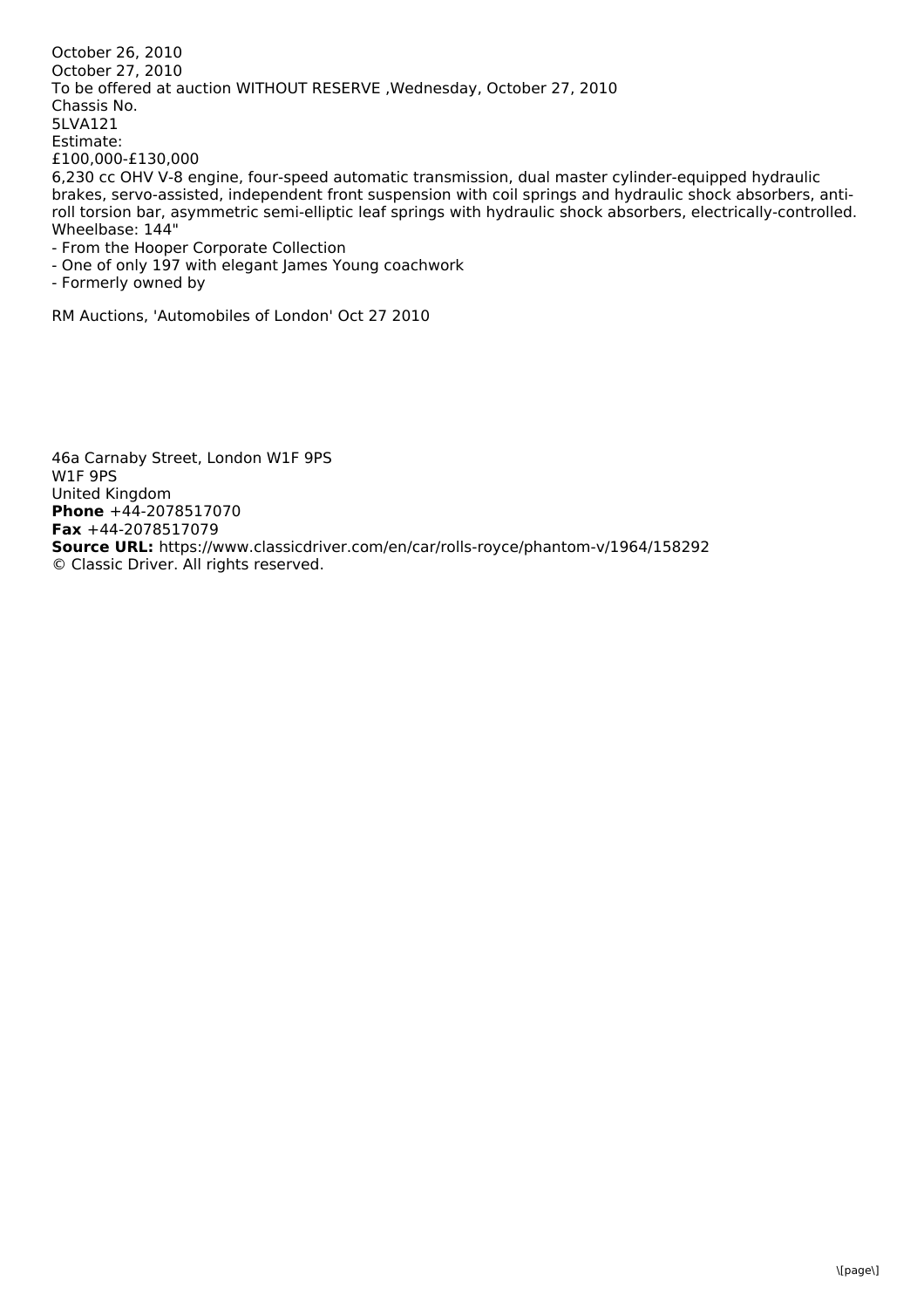October 26, 2010
October 27, 2010
To be offered at auction WITHOUT RESERVE ,Wednesday, October 27, 2010
Chassis No.
5LVA121
Estimate:
£100,000-£130,000
6,230 cc OHV V-8 engine, four-speed automatic transmission, dual master cylinder-equipped hydraulic brakes, servo-assisted, independent front suspension with coil springs and hydraulic shock absorbers, anti-roll torsion bar, asymmetric semi-elliptic leaf springs with hydraulic shock absorbers, electrically-controlled. Wheelbase: 144"

- From the Hooper Corporate Collection
- One of only 197 with elegant James Young coachwork
- Formerly owned by

RM Auctions, 'Automobiles of London' Oct 27 2010

46a Carnaby Street, London W1F 9PS
W1F 9PS
United Kingdom
**Phone** +44-2078517070
**Fax** +44-2078517079
**Source URL:** https://www.classicdriver.com/en/car/rolls-royce/phantom-v/1964/158292
© Classic Driver. All rights reserved.